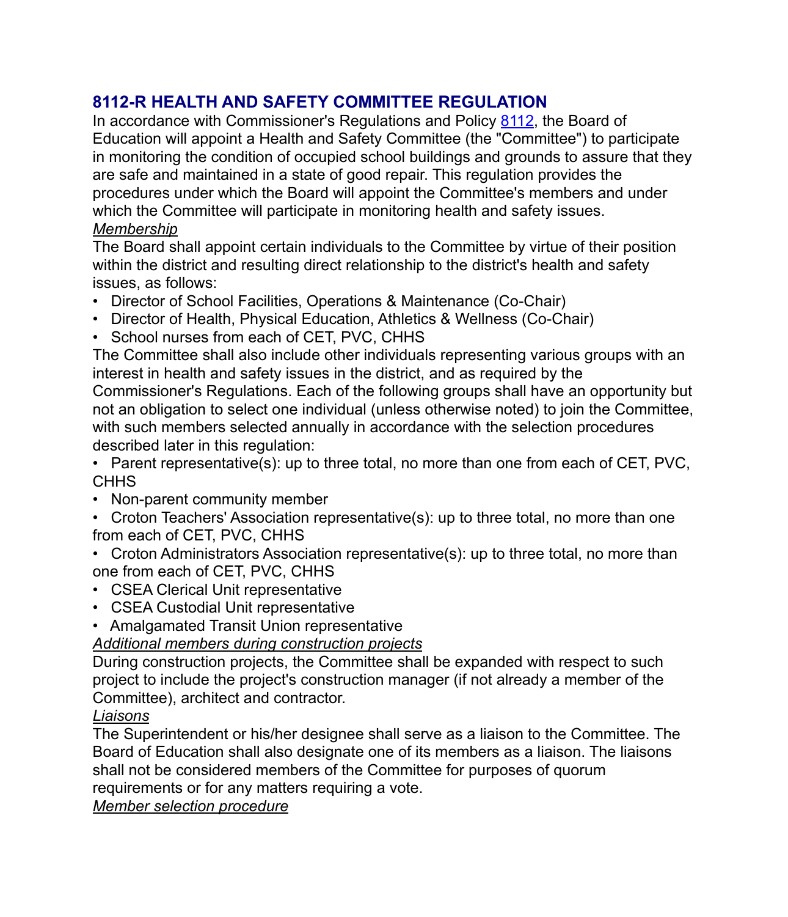# 8112-R HEALTH AND SAFETY COMMITTEE REGULATION

In accordance with Commissioner's Regulations and Policy [8112](8112), the Board of Education will appoint a Health and Safety Committee (the "Committee") to participate in monitoring the condition of occupied school buildings and grounds to assure that they are safe and maintained in a state of good repair. This regulation provides the procedures under which the Board will appoint the Committee's members and under which the Committee will participate in monitoring health and safety issues.

*Membership*

The Board shall appoint certain individuals to the Committee by virtue of their position within the district and resulting direct relationship to the district's health and safety issues, as follows:

- Director of School Facilities, Operations & Maintenance (Co-Chair)
- Director of Health, Physical Education, Athletics & Wellness (Co-Chair)
- School nurses from each of CET, PVC, CHHS

The Committee shall also include other individuals representing various groups with an interest in health and safety issues in the district, and as required by the Commissioner's Regulations. Each of the following groups shall have an opportunity but not an obligation to select one individual (unless otherwise noted) to join the Committee, with such members selected annually in accordance with the selection procedures described later in this regulation:

- Parent representative(s): up to three total, no more than one from each of CET, PVC, CHHS
- Non-parent community member
- Croton Teachers' Association representative(s): up to three total, no more than one from each of CET, PVC, CHHS
- Croton Administrators Association representative(s): up to three total, no more than one from each of CET, PVC, CHHS
- CSEA Clerical Unit representative
- CSEA Custodial Unit representative
- Amalgamated Transit Union representative

*Additional members during construction projects*

During construction projects, the Committee shall be expanded with respect to such project to include the project's construction manager (if not already a member of the Committee), architect and contractor.

*Liaisons*

The Superintendent or his/her designee shall serve as a liaison to the Committee. The Board of Education shall also designate one of its members as a liaison. The liaisons shall not be considered members of the Committee for purposes of quorum requirements or for any matters requiring a vote.

*Member selection procedure*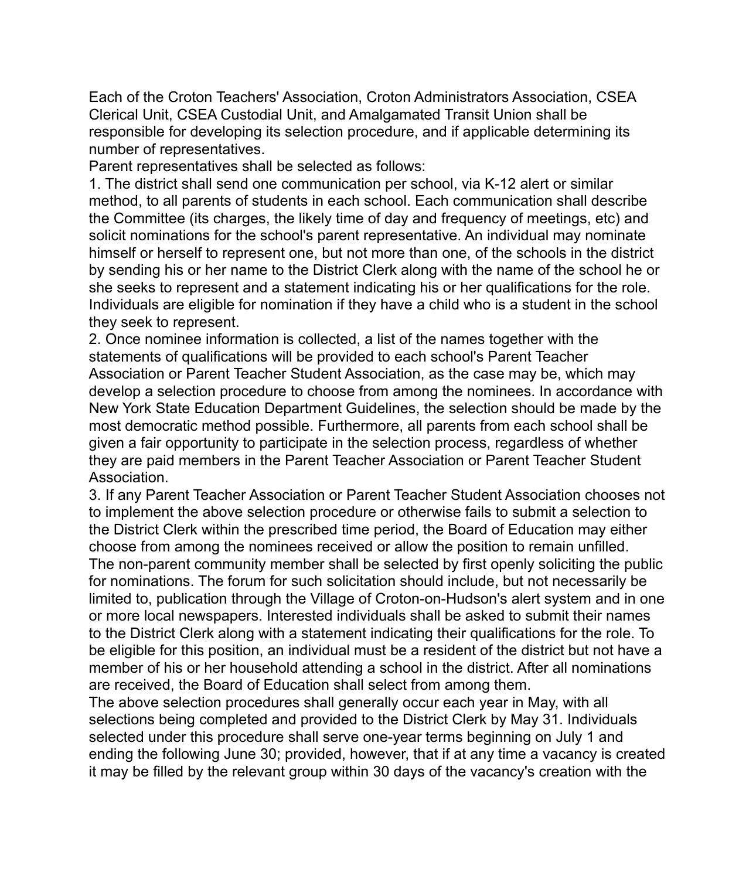Each of the Croton Teachers' Association, Croton Administrators Association, CSEA Clerical Unit, CSEA Custodial Unit, and Amalgamated Transit Union shall be responsible for developing its selection procedure, and if applicable determining its number of representatives.

Parent representatives shall be selected as follows:

1. The district shall send one communication per school, via K-12 alert or similar method, to all parents of students in each school. Each communication shall describe the Committee (its charges, the likely time of day and frequency of meetings, etc) and solicit nominations for the school's parent representative. An individual may nominate himself or herself to represent one, but not more than one, of the schools in the district by sending his or her name to the District Clerk along with the name of the school he or she seeks to represent and a statement indicating his or her qualifications for the role. Individuals are eligible for nomination if they have a child who is a student in the school they seek to represent.
2. Once nominee information is collected, a list of the names together with the statements of qualifications will be provided to each school's Parent Teacher Association or Parent Teacher Student Association, as the case may be, which may develop a selection procedure to choose from among the nominees. In accordance with New York State Education Department Guidelines, the selection should be made by the most democratic method possible. Furthermore, all parents from each school shall be given a fair opportunity to participate in the selection process, regardless of whether they are paid members in the Parent Teacher Association or Parent Teacher Student Association.
3. If any Parent Teacher Association or Parent Teacher Student Association chooses not to implement the above selection procedure or otherwise fails to submit a selection to the District Clerk within the prescribed time period, the Board of Education may either choose from among the nominees received or allow the position to remain unfilled.

The non-parent community member shall be selected by first openly soliciting the public for nominations. The forum for such solicitation should include, but not necessarily be limited to, publication through the Village of Croton-on-Hudson's alert system and in one or more local newspapers. Interested individuals shall be asked to submit their names to the District Clerk along with a statement indicating their qualifications for the role. To be eligible for this position, an individual must be a resident of the district but not have a member of his or her household attending a school in the district. After all nominations are received, the Board of Education shall select from among them.

The above selection procedures shall generally occur each year in May, with all selections being completed and provided to the District Clerk by May 31. Individuals selected under this procedure shall serve one-year terms beginning on July 1 and ending the following June 30; provided, however, that if at any time a vacancy is created it may be filled by the relevant group within 30 days of the vacancy's creation with the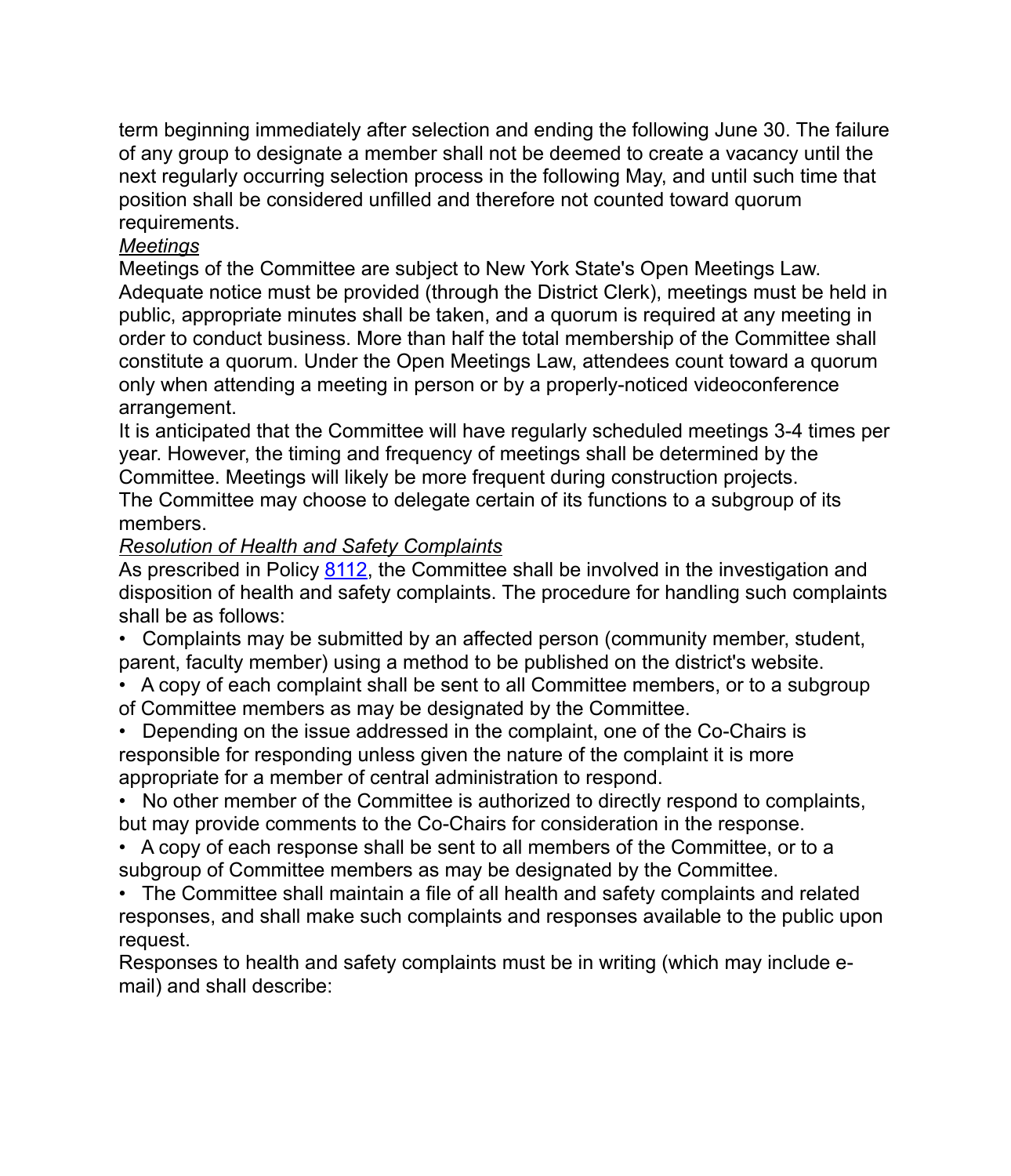term beginning immediately after selection and ending the following June 30. The failure of any group to designate a member shall not be deemed to create a vacancy until the next regularly occurring selection process in the following May, and until such time that position shall be considered unfilled and therefore not counted toward quorum requirements.

*Meetings*

Meetings of the Committee are subject to New York State's Open Meetings Law. Adequate notice must be provided (through the District Clerk), meetings must be held in public, appropriate minutes shall be taken, and a quorum is required at any meeting in order to conduct business. More than half the total membership of the Committee shall constitute a quorum. Under the Open Meetings Law, attendees count toward a quorum only when attending a meeting in person or by a properly-noticed videoconference arrangement.

It is anticipated that the Committee will have regularly scheduled meetings 3-4 times per year. However, the timing and frequency of meetings shall be determined by the Committee. Meetings will likely be more frequent during construction projects.

The Committee may choose to delegate certain of its functions to a subgroup of its members.

*Resolution of Health and Safety Complaints*

As prescribed in Policy 8112, the Committee shall be involved in the investigation and disposition of health and safety complaints. The procedure for handling such complaints shall be as follows:

- Complaints may be submitted by an affected person (community member, student, parent, faculty member) using a method to be published on the district's website.
- A copy of each complaint shall be sent to all Committee members, or to a subgroup of Committee members as may be designated by the Committee.
- Depending on the issue addressed in the complaint, one of the Co-Chairs is responsible for responding unless given the nature of the complaint it is more appropriate for a member of central administration to respond.
- No other member of the Committee is authorized to directly respond to complaints, but may provide comments to the Co-Chairs for consideration in the response.
- A copy of each response shall be sent to all members of the Committee, or to a subgroup of Committee members as may be designated by the Committee.
- The Committee shall maintain a file of all health and safety complaints and related responses, and shall make such complaints and responses available to the public upon request.

Responses to health and safety complaints must be in writing (which may include e-mail) and shall describe: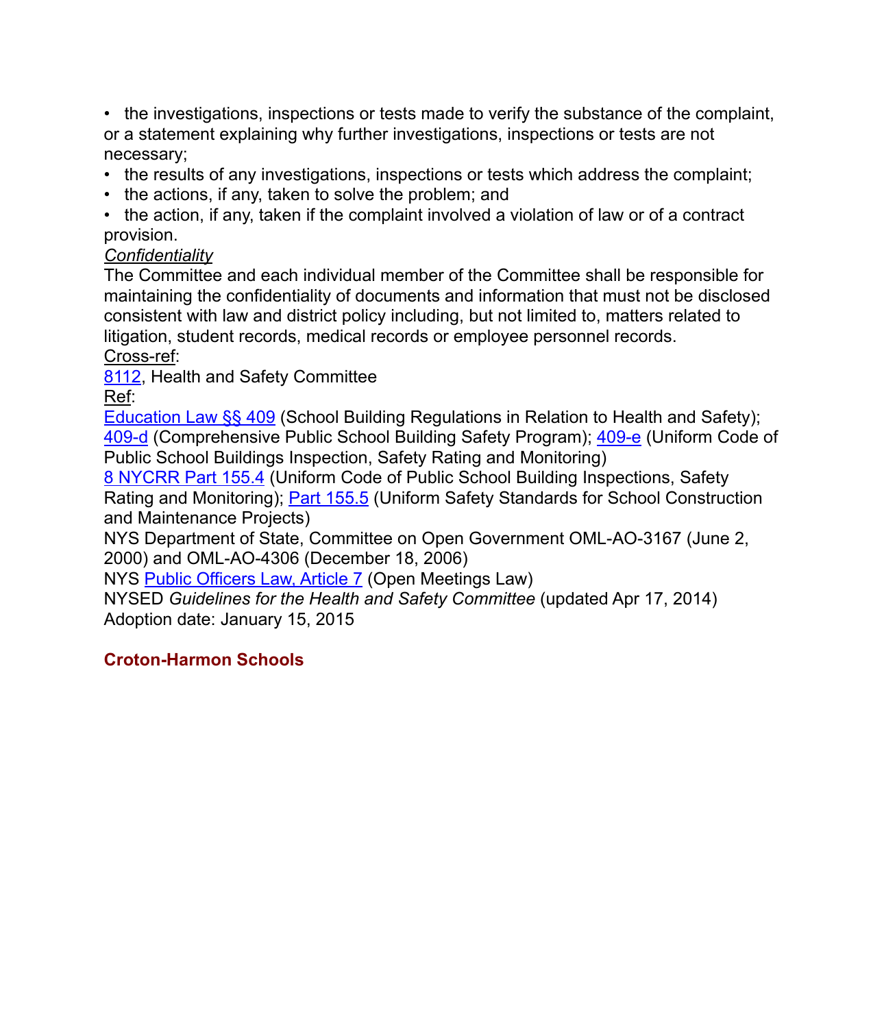- the investigations, inspections or tests made to verify the substance of the complaint, or a statement explaining why further investigations, inspections or tests are not necessary;
- the results of any investigations, inspections or tests which address the complaint;
- the actions, if any, taken to solve the problem; and
- the action, if any, taken if the complaint involved a violation of law or of a contract provision.

*Confidentiality*

The Committee and each individual member of the Committee shall be responsible for maintaining the confidentiality of documents and information that must not be disclosed consistent with law and district policy including, but not limited to, matters related to litigation, student records, medical records or employee personnel records.

Cross-ref:

8112, Health and Safety Committee

Ref:

Education Law §§ 409 (School Building Regulations in Relation to Health and Safety); 409-d (Comprehensive Public School Building Safety Program); 409-e (Uniform Code of Public School Buildings Inspection, Safety Rating and Monitoring)

8 NYCRR Part 155.4 (Uniform Code of Public School Building Inspections, Safety Rating and Monitoring); Part 155.5 (Uniform Safety Standards for School Construction and Maintenance Projects)

NYS Department of State, Committee on Open Government OML-AO-3167 (June 2, 2000) and OML-AO-4306 (December 18, 2006)

NYS Public Officers Law, Article 7 (Open Meetings Law)

NYSED *Guidelines for the Health and Safety Committee* (updated Apr 17, 2014)

Adoption date: January 15, 2015

**Croton-Harmon Schools**